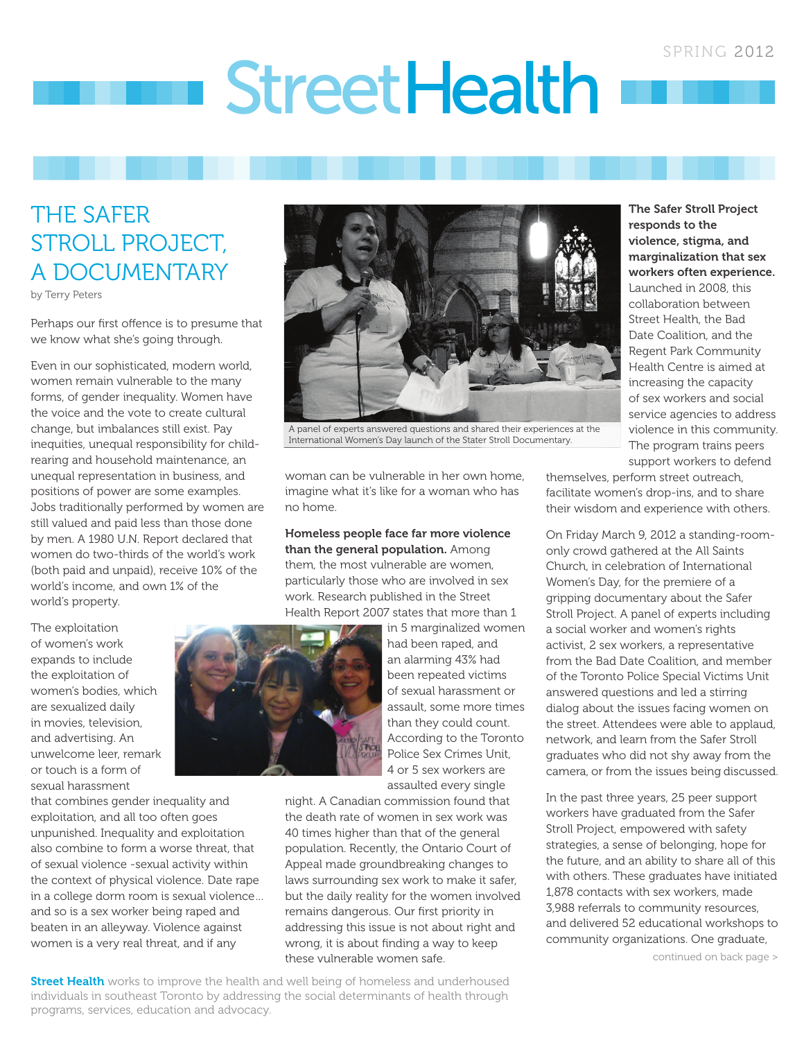# StreetHealth

SPRING 2012

## THE SAFER STROLL PROJECT, A DOCUMENTARY

by Terry Peters

Perhaps our first offence is to presume that we know what she's going through.

Even in our sophisticated, modern world, women remain vulnerable to the many forms, of gender inequality. Women have the voice and the vote to create cultural change, but imbalances still exist. Pay inequities, unequal responsibility for child-rearing and household maintenance, an unequal representation in business, and positions of power are some examples. Jobs traditionally performed by women are still valued and paid less than those done by men. A 1980 U.N. Report declared that women do two-thirds of the world's work (both paid and unpaid), receive 10% of the world's income, and own 1% of the world's property.

The exploitation of women's work expands to include the exploitation of women's bodies, which are sexualized daily in movies, television, and advertising. An unwelcome leer, remark or touch is a form of sexual harassment that combines gender inequality and exploitation, and all too often goes unpunished. Inequality and exploitation also combine to form a worse threat, that of sexual violence -sexual activity within the context of physical violence. Date rape in a college dorm room is sexual violence… and so is a sex worker being raped and beaten in an alleyway. Violence against women is a very real threat, and if any woman can be vulnerable in her own home, imagine what it's like for a woman who has no home.

A panel of experts answered questions and shared their experiences at the International Women's Day launch of the Stater Stroll Documentary.

**Homeless people face far more violence than the general population.** Among them, the most vulnerable are women, particularly those who are involved in sex work. Research published in the Street Health Report 2007 states that more than 1 in 5 marginalized women had been raped, and an alarming 43% had been repeated victims of sexual harassment or assault, some more times than they could count. According to the Toronto Police Sex Crimes Unit, 4 or 5 sex workers are assaulted every single night. A Canadian commission found that the death rate of women in sex work was 40 times higher than that of the general population. Recently, the Ontario Court of Appeal made groundbreaking changes to laws surrounding sex work to make it safer, but the daily reality for the women involved remains dangerous. Our first priority in addressing this issue is not about right and wrong, it is about finding a way to keep these vulnerable women safe.

**The Safer Stroll Project responds to the violence, stigma, and marginalization that sex workers often experience.** Launched in 2008, this collaboration between Street Health, the Bad Date Coalition, and the Regent Park Community Health Centre is aimed at increasing the capacity of sex workers and social service agencies to address violence in this community. The program trains peers support workers to defend themselves, perform street outreach, facilitate women's drop-ins, and to share their wisdom and experience with others.

On Friday March 9, 2012 a standing-room-only crowd gathered at the All Saints Church, in celebration of International Women's Day, for the premiere of a gripping documentary about the Safer Stroll Project. A panel of experts including a social worker and women's rights activist, 2 sex workers, a representative from the Bad Date Coalition, and member of the Toronto Police Special Victims Unit answered questions and led a stirring dialog about the issues facing women on the street. Attendees were able to applaud, network, and learn from the Safer Stroll graduates who did not shy away from the camera, or from the issues being discussed.

In the past three years, 25 peer support workers have graduated from the Safer Stroll Project, empowered with safety strategies, a sense of belonging, hope for the future, and an ability to share all of this with others. These graduates have initiated 1,878 contacts with sex workers, made 3,988 referrals to community resources, and delivered 52 educational workshops to community organizations. One graduate,

continued on back page >

**Street Health** works to improve the health and well being of homeless and underhoused individuals in southeast Toronto by addressing the social determinants of health through programs, services, education and advocacy.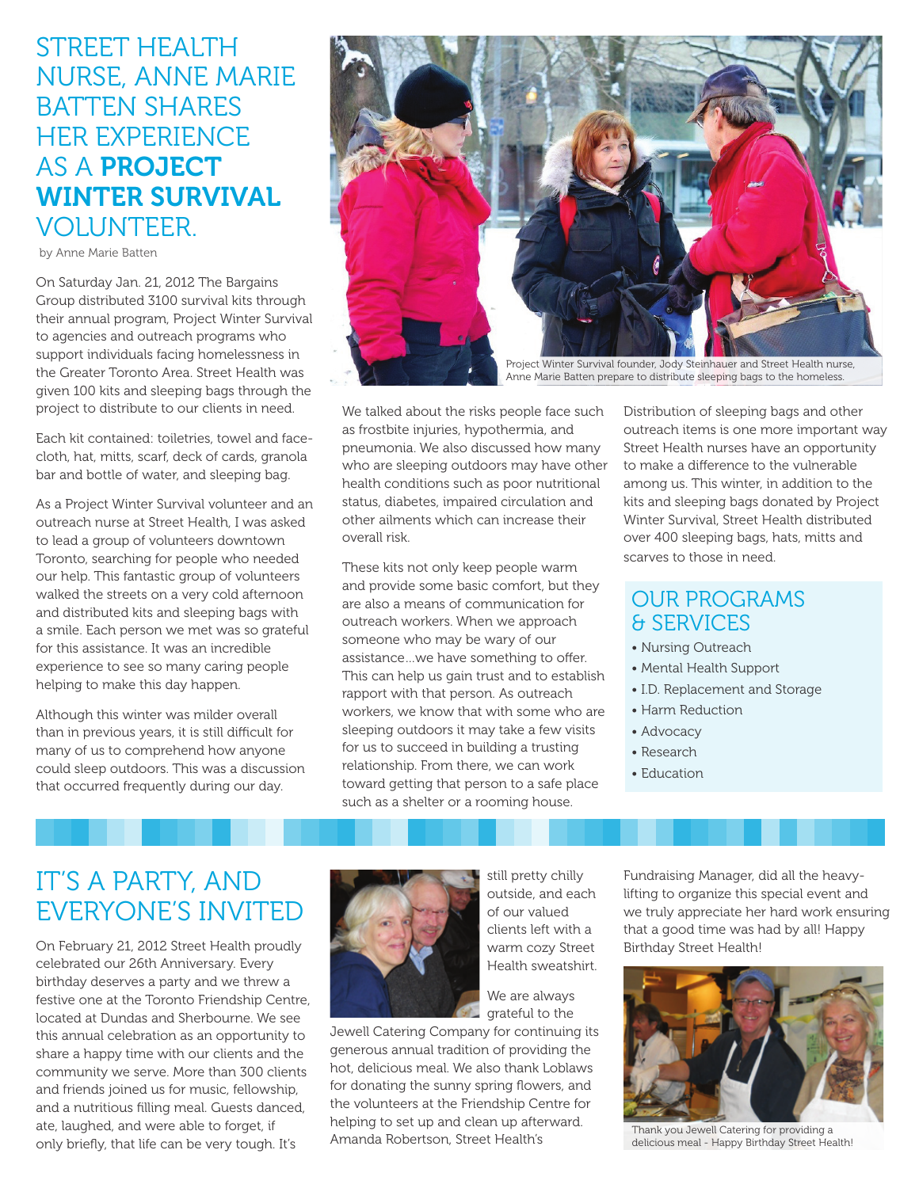# STREET HEALTH NURSE, ANNE MARIE BATTEN SHARES HER EXPERIENCE AS A **PROJECT WINTER SURVIVAL** VOLUNTEER.

by Anne Marie Batten

On Saturday Jan. 21, 2012 The Bargains Group distributed 3100 survival kits through their annual program, Project Winter Survival to agencies and outreach programs who support individuals facing homelessness in the Greater Toronto Area. Street Health was given 100 kits and sleeping bags through the project to distribute to our clients in need.

Each kit contained: toiletries, towel and face-cloth, hat, mitts, scarf, deck of cards, granola bar and bottle of water, and sleeping bag.

As a Project Winter Survival volunteer and an outreach nurse at Street Health, I was asked to lead a group of volunteers downtown Toronto, searching for people who needed our help. This fantastic group of volunteers walked the streets on a very cold afternoon and distributed kits and sleeping bags with a smile. Each person we met was so grateful for this assistance. It was an incredible experience to see so many caring people helping to make this day happen.

Although this winter was milder overall than in previous years, it is still difficult for many of us to comprehend how anyone could sleep outdoors. This was a discussion that occurred frequently during our day.

Project Winter Survival founder, Jody Steinhauer and Street Health nurse, Anne Marie Batten prepare to distribute sleeping bags to the homeless.

We talked about the risks people face such as frostbite injuries, hypothermia, and pneumonia. We also discussed how many who are sleeping outdoors may have other health conditions such as poor nutritional status, diabetes, impaired circulation and other ailments which can increase their overall risk.

These kits not only keep people warm and provide some basic comfort, but they are also a means of communication for outreach workers. When we approach someone who may be wary of our assistance...we have something to offer. This can help us gain trust and to establish rapport with that person. As outreach workers, we know that with some who are sleeping outdoors it may take a few visits for us to succeed in building a trusting relationship. From there, we can work toward getting that person to a safe place such as a shelter or a rooming house.

Distribution of sleeping bags and other outreach items is one more important way Street Health nurses have an opportunity to make a difference to the vulnerable among us. This winter, in addition to the kits and sleeping bags donated by Project Winter Survival, Street Health distributed over 400 sleeping bags, hats, mitts and scarves to those in need.

## OUR PROGRAMS & SERVICES

- Nursing Outreach
- Mental Health Support
- I.D. Replacement and Storage
- Harm Reduction
- Advocacy
- Research
- Education

# IT'S A PARTY, AND EVERYONE'S INVITED

On February 21, 2012 Street Health proudly celebrated our 26th Anniversary. Every birthday deserves a party and we threw a festive one at the Toronto Friendship Centre, located at Dundas and Sherbourne. We see this annual celebration as an opportunity to share a happy time with our clients and the community we serve. More than 300 clients and friends joined us for music, fellowship, and a nutritious filling meal. Guests danced, ate, laughed, and were able to forget, if only briefly, that life can be very tough. It's still pretty chilly outside, and each of our valued clients left with a warm cozy Street Health sweatshirt.

We are always grateful to the Jewell Catering Company for continuing its generous annual tradition of providing the hot, delicious meal. We also thank Loblaws for donating the sunny spring flowers, and the volunteers at the Friendship Centre for helping to set up and clean up afterward. Amanda Robertson, Street Health's Fundraising Manager, did all the heavy-lifting to organize this special event and we truly appreciate her hard work ensuring that a good time was had by all! Happy Birthday Street Health!

Thank you Jewell Catering for providing a delicious meal - Happy Birthday Street Health!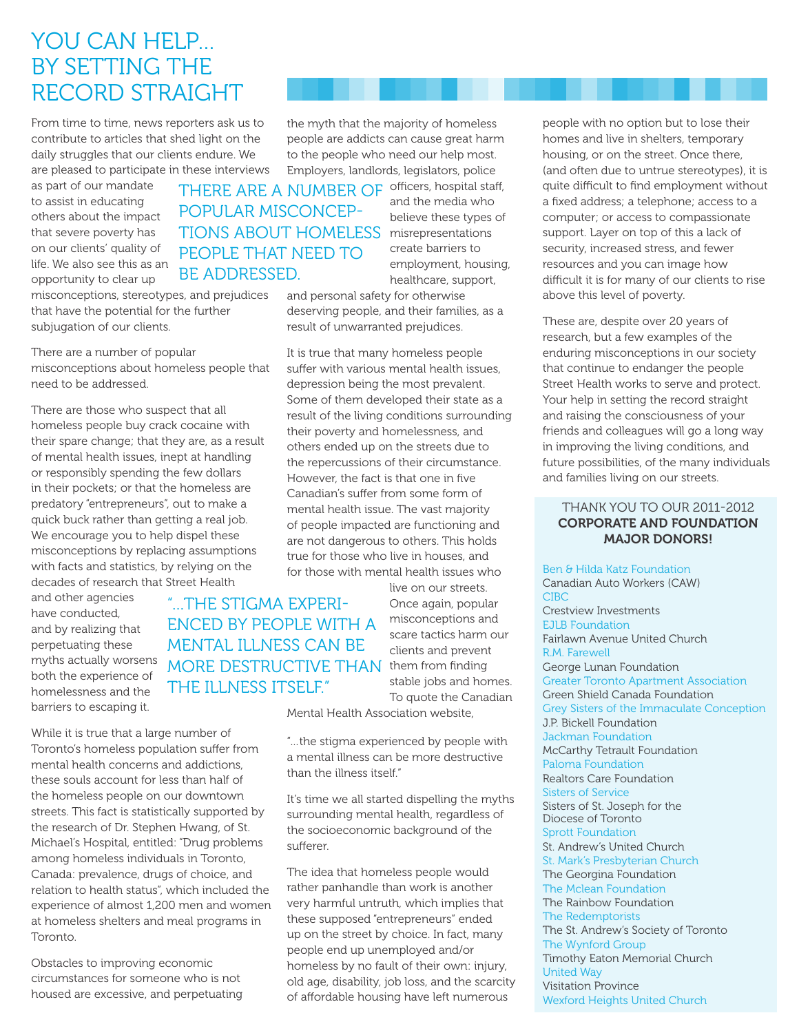# YOU CAN HELP... BY SETTING THE RECORD STRAIGHT

From time to time, news reporters ask us to contribute to articles that shed light on the daily struggles that our clients endure. We are pleased to participate in these interviews as part of our mandate to assist in educating others about the impact that severe poverty has on our clients' quality of life. We also see this as an opportunity to clear up misconceptions, stereotypes, and prejudices that have the potential for the further subjugation of our clients.

> THERE ARE A NUMBER OF POPULAR MISCONCEPTIONS ABOUT HOMELESS PEOPLE THAT NEED TO BE ADDRESSED.

There are a number of popular misconceptions about homeless people that need to be addressed.

There are those who suspect that all homeless people buy crack cocaine with their spare change; that they are, as a result of mental health issues, inept at handling or responsibly spending the few dollars in their pockets; or that the homeless are predatory "entrepreneurs", out to make a quick buck rather than getting a real job. We encourage you to help dispel these misconceptions by replacing assumptions with facts and statistics, by relying on the decades of research that Street Health and other agencies have conducted, and by realizing that perpetuating these myths actually worsens both the experience of homelessness and the barriers to escaping it.

While it is true that a large number of Toronto's homeless population suffer from mental health concerns and addictions, these souls account for less than half of the homeless people on our downtown streets. This fact is statistically supported by the research of Dr. Stephen Hwang, of St. Michael's Hospital, entitled: "Drug problems among homeless individuals in Toronto, Canada: prevalence, drugs of choice, and relation to health status", which included the experience of almost 1,200 men and women at homeless shelters and meal programs in Toronto.

Obstacles to improving economic circumstances for someone who is not housed are excessive, and perpetuating the myth that the majority of homeless people are addicts can cause great harm to the people who need our help most. Employers, landlords, legislators, police officers, hospital staff, and the media who believe these types of misrepresentations create barriers to employment, housing, healthcare, support, and personal safety for otherwise deserving people, and their families, as a result of unwarranted prejudices.

It is true that many homeless people suffer with various mental health issues, depression being the most prevalent. Some of them developed their state as a result of the living conditions surrounding their poverty and homelessness, and others ended up on the streets due to the repercussions of their circumstance. However, the fact is that one in five Canadian's suffer from some form of mental health issue. The vast majority of people impacted are functioning and are not dangerous to others. This holds true for those who live in houses, and for those with mental health issues who live on our streets. Once again, popular misconceptions and scare tactics harm our clients and prevent them from finding stable jobs and homes. To quote the Canadian Mental Health Association website,

> "...THE STIGMA EXPERIENCED BY PEOPLE WITH A MENTAL ILLNESS CAN BE MORE DESTRUCTIVE THAN THE ILLNESS ITSELF."

"...the stigma experienced by people with a mental illness can be more destructive than the illness itself."

It's time we all started dispelling the myths surrounding mental health, regardless of the socioeconomic background of the sufferer.

The idea that homeless people would rather panhandle than work is another very harmful untruth, which implies that these supposed "entrepreneurs" ended up on the street by choice. In fact, many people end up unemployed and/or homeless by no fault of their own: injury, old age, disability, job loss, and the scarcity of affordable housing have left numerous people with no option but to lose their homes and live in shelters, temporary housing, or on the street. Once there, (and often due to untrue stereotypes), it is quite difficult to find employment without a fixed address; a telephone; access to a computer; or access to compassionate support. Layer on top of this a lack of security, increased stress, and fewer resources and you can image how difficult it is for many of our clients to rise above this level of poverty.

These are, despite over 20 years of research, but a few examples of the enduring misconceptions in our society that continue to endanger the people Street Health works to serve and protect. Your help in setting the record straight and raising the consciousness of your friends and colleagues will go a long way in improving the living conditions, and future possibilities, of the many individuals and families living on our streets.

## THANK YOU TO OUR 2011-2012 **CORPORATE AND FOUNDATION MAJOR DONORS!**

Ben & Hilda Katz Foundation
Canadian Auto Workers (CAW)
CIBC
Crestview Investments
EJLB Foundation
Fairlawn Avenue United Church
R.M. Farewell
George Lunan Foundation
Greater Toronto Apartment Association
Green Shield Canada Foundation
Grey Sisters of the Immaculate Conception
J.P. Bickell Foundation
Jackman Foundation
McCarthy Tetrault Foundation
Paloma Foundation
Realtors Care Foundation
Sisters of Service
Sisters of St. Joseph for the Diocese of Toronto
Sprott Foundation
St. Andrew's United Church
St. Mark's Presbyterian Church
The Georgina Foundation
The Mclean Foundation
The Rainbow Foundation
The Redemptorists
The St. Andrew's Society of Toronto
The Wynford Group
Timothy Eaton Memorial Church
United Way
Visitation Province
Wexford Heights United Church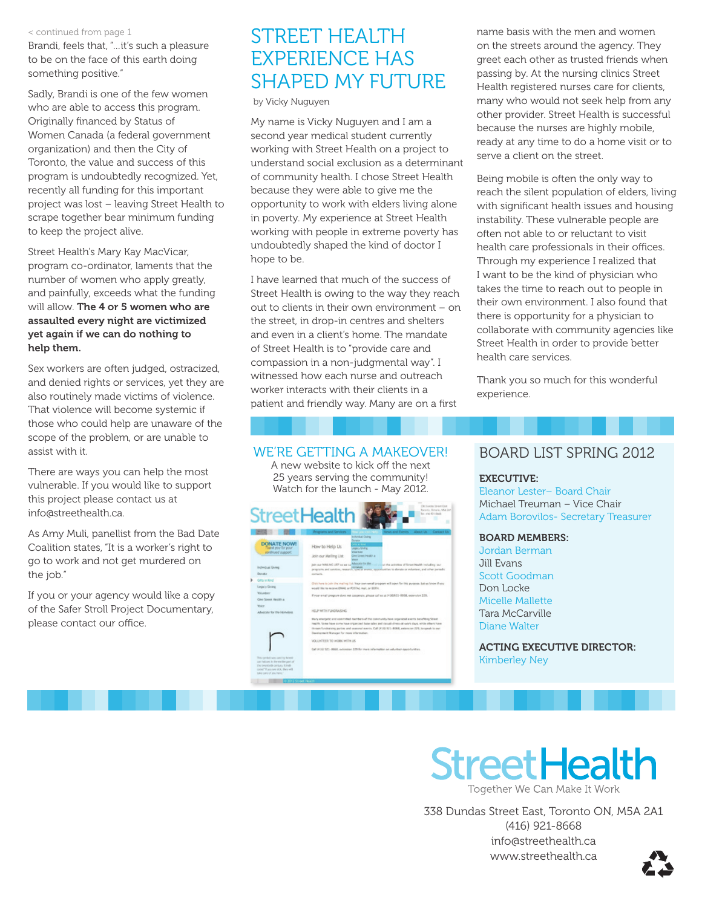< continued from page 1

Brandi, feels that, "...it's such a pleasure to be on the face of this earth doing something positive."

Sadly, Brandi is one of the few women who are able to access this program. Originally financed by Status of Women Canada (a federal government organization) and then the City of Toronto, the value and success of this program is undoubtedly recognized. Yet, recently all funding for this important project was lost – leaving Street Health to scrape together bear minimum funding to keep the project alive.

Street Health's Mary Kay MacVicar, program co-ordinator, laments that the number of women who apply greatly, and painfully, exceeds what the funding will allow. **The 4 or 5 women who are assaulted every night are victimized yet again if we can do nothing to help them.**

Sex workers are often judged, ostracized, and denied rights or services, yet they are also routinely made victims of violence. That violence will become systemic if those who could help are unaware of the scope of the problem, or are unable to assist with it.

There are ways you can help the most vulnerable. If you would like to support this project please contact us at info@streethealth.ca.

As Amy Muli, panellist from the Bad Date Coalition states, "It is a worker's right to go to work and not get murdered on the job."

If you or your agency would like a copy of the Safer Stroll Project Documentary, please contact our office.

# STREET HEALTH EXPERIENCE HAS SHAPED MY FUTURE

by Vicky Nuguyen

My name is Vicky Nuguyen and I am a second year medical student currently working with Street Health on a project to understand social exclusion as a determinant of community health. I chose Street Health because they were able to give me the opportunity to work with elders living alone in poverty. My experience at Street Health working with people in extreme poverty has undoubtedly shaped the kind of doctor I hope to be.

I have learned that much of the success of Street Health is owing to the way they reach out to clients in their own environment – on the street, in drop-in centres and shelters and even in a client's home. The mandate of Street Health is to "provide care and compassion in a non-judgmental way". I witnessed how each nurse and outreach worker interacts with their clients in a patient and friendly way. Many are on a first name basis with the men and women on the streets around the agency. They greet each other as trusted friends when passing by. At the nursing clinics Street Health registered nurses care for clients, many who would not seek help from any other provider. Street Health is successful because the nurses are highly mobile, ready at any time to do a home visit or to serve a client on the street.

Being mobile is often the only way to reach the silent population of elders, living with significant health issues and housing instability. These vulnerable people are often not able to or reluctant to visit health care professionals in their offices. Through my experience I realized that I want to be the kind of physician who takes the time to reach out to people in their own environment. I also found that there is opportunity for a physician to collaborate with community agencies like Street Health in order to provide better health care services.

Thank you so much for this wonderful experience.

## WE'RE GETTING A MAKEOVER!

A new website to kick off the next 25 years serving the community! Watch for the launch - May 2012.

## BOARD LIST SPRING 2012

**EXECUTIVE:**

Eleanor Lester– Board Chair
Michael Treuman – Vice Chair
Adam Borovilos- Secretary Treasurer

**BOARD MEMBERS:**

Jordan Berman
Jill Evans
Scott Goodman
Don Locke
Micelle Mallette
Tara McCarville
Diane Walter

**ACTING EXECUTIVE DIRECTOR:**

Kimberley Ney

StreetHealth
Together We Can Make It Work

338 Dundas Street East, Toronto ON, M5A 2A1
(416) 921-8668
info@streethealth.ca
www.streethealth.ca